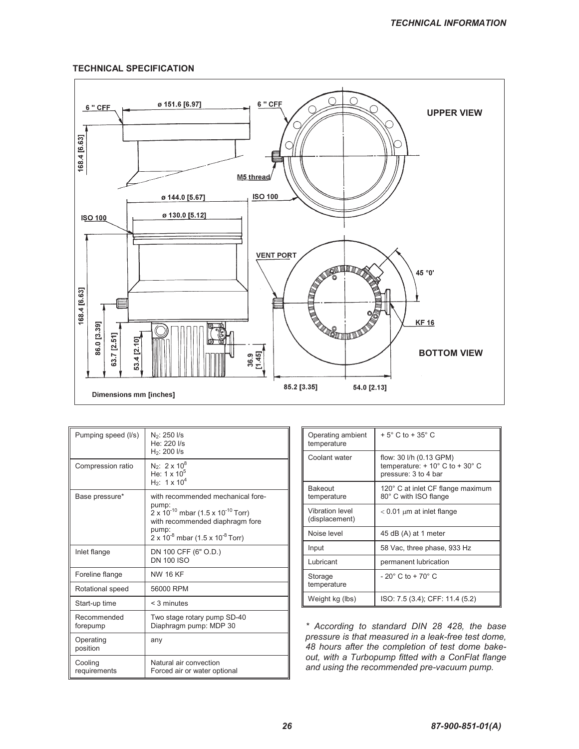## TECHNICAL SPECIFICATION

Dimensions mm [inches]

| Pumping speed (l/s) | $N_2$: 250 l/s<br>He: 220 l/s<br>$H_2$: 200 l/s |
|---|---|
| Compression ratio | $N_2$: $2 \times 10^8$<br>He: $1 \times 10^5$<br>$H_2$: $1 \times 10^4$ |
| Base pressure* | with recommended mechanical fore-pump:<br>$2 \times 10^{-10}$ mbar ($1.5 \times 10^{-10}$ Torr)<br>with recommended diaphragm fore pump:<br>$2 \times 10^{-8}$ mbar ($1.5 \times 10^{-8}$ Torr) |
| Inlet flange | DN 100 CFF (6" O.D.)<br>DN 100 ISO |
| Foreline flange | NW 16 KF |
| Rotational speed | 56000 RPM |
| Start-up time | < 3 minutes |
| Recommended forepump | Two stage rotary pump SD-40<br>Diaphragm pump: MDP 30 |
| Operating position | any |
| Cooling requirements | Natural air convection<br>Forced air or water optional |

| Operating ambient temperature | + 5° C to + 35° C |
|---|---|
| Coolant water | flow: 30 l/h (0.13 GPM)<br>temperature: + 10° C to + 30° C<br>pressure: 3 to 4 bar |
| Bakeout temperature | 120° C at inlet CF flange maximum<br>80° C with ISO flange |
| Vibration level (displacement) | < 0.01 μm at inlet flange |
| Noise level | 45 dB (A) at 1 meter |
| Input | 58 Vac, three phase, 933 Hz |
| Lubricant | permanent lubrication |
| Storage temperature | - 20° C to + 70° C |
| Weight kg (lbs) | ISO: 7.5 (3.4); CFF: 11.4 (5.2) |

*\* According to standard DIN 28 428, the base pressure is that measured in a leak-free test dome, 48 hours after the completion of test dome bake-out, with a Turbopump fitted with a ConFlat flange and using the recommended pre-vacuum pump.*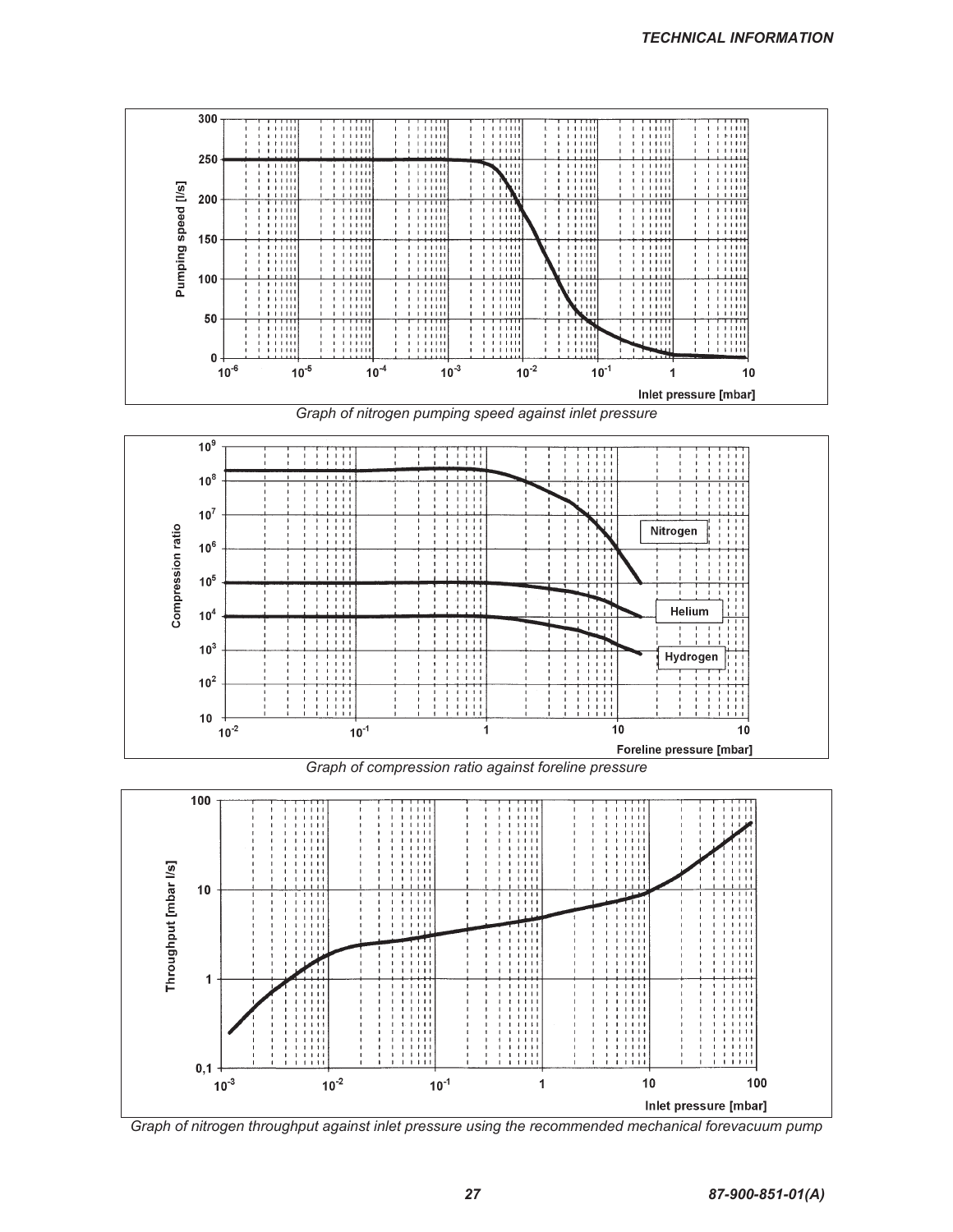300
250
200
150
100
50
0

Pumping speed [l/s]

$10^{-6}$ $10^{-5}$ $10^{-4}$ $10^{-3}$ $10^{-2}$ $10^{-1}$ 1 10

Inlet pressure [mbar]

*Graph of nitrogen pumping speed against inlet pressure*

$10^{9}$
$10^{8}$
$10^{7}$
$10^{6}$
$10^{5}$
$10^{4}$
$10^{3}$
$10^{2}$
10

Compression ratio

Nitrogen

Helium

Hydrogen

$10^{-2}$ $10^{-1}$ 1 10 10

Foreline pressure [mbar]

*Graph of compression ratio against foreline pressure*

100
10
1
0,1

Throughput [mbar l/s]

$10^{-3}$ $10^{-2}$ $10^{-1}$ 1 10 100

Inlet pressure [mbar]

*Graph of nitrogen throughput against inlet pressure using the recommended mechanical forevacuum pump*